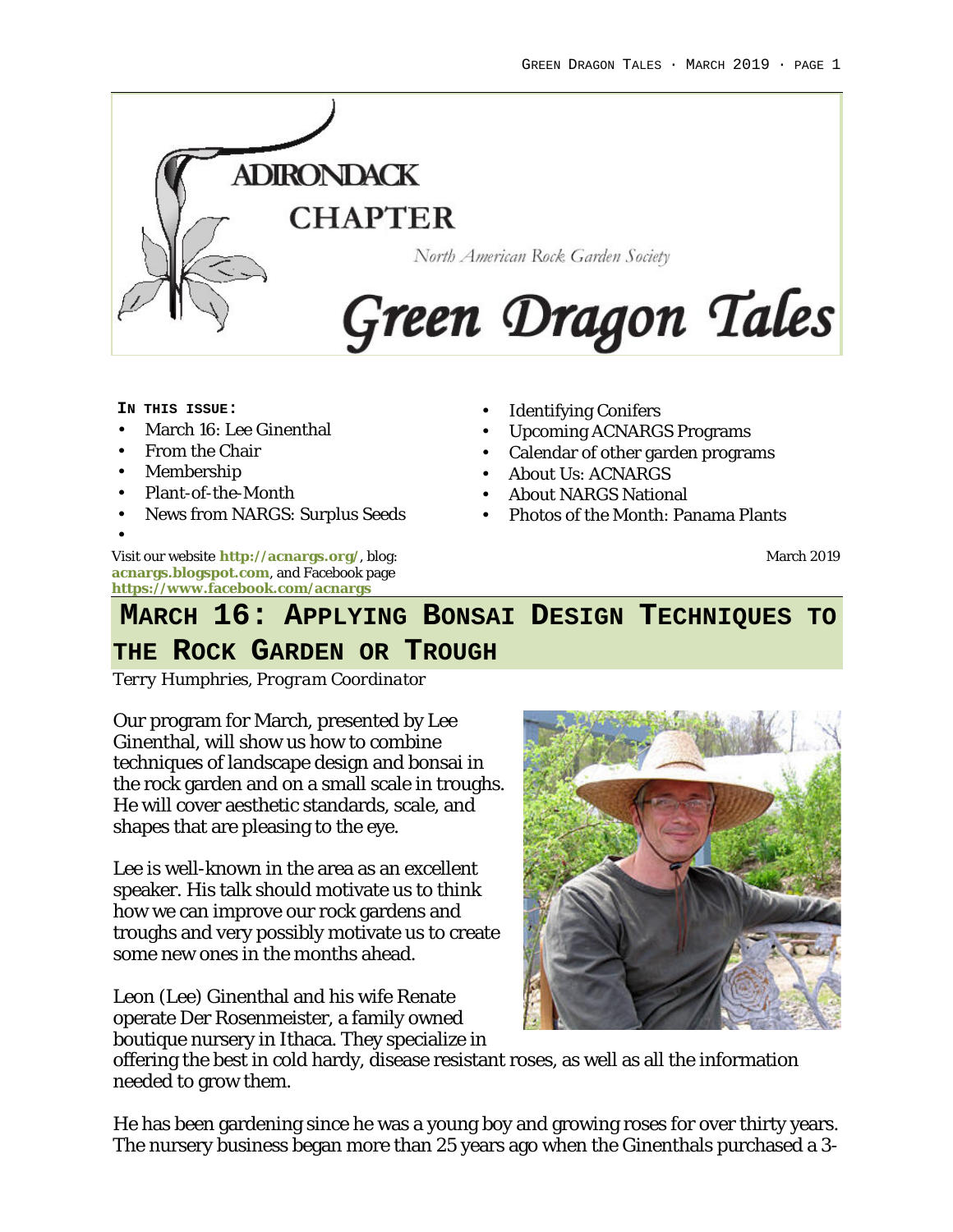# Adirondack Chapter

North American Rock Garden Society

# Green Dragon Tales

**IN THIS ISSUE:**

- March 16: Lee Ginenthal
- From the Chair
- Membership
- Plant-of-the-Month
- News from NARGS: Surplus Seeds
- Identifying Conifers
- Upcoming ACNARGS Programs
- Calendar of other garden programs
- About Us: ACNARGS
- About NARGS National
- Photos of the Month: Panama Plants

Visit our website **http://acnargs.org/**, blog: **acnargs.blogspot.com**, and Facebook page **https://www.facebook.com/acnargs**

March 2019

## March 16: Applying Bonsai Design Techniques to the Rock Garden or Trough

*Terry Humphries, Program Coordinator*

Our program for March, presented by Lee Ginenthal, will show us how to combine techniques of landscape design and bonsai in the rock garden and on a small scale in troughs. He will cover aesthetic standards, scale, and shapes that are pleasing to the eye.

Lee is well-known in the area as an excellent speaker. His talk should motivate us to think how we can improve our rock gardens and troughs and very possibly motivate us to create some new ones in the months ahead.

Leon (Lee) Ginenthal and his wife Renate operate Der Rosenmeister, a family owned boutique nursery in Ithaca. They specialize in offering the best in cold hardy, disease resistant roses, as well as all the information needed to grow them.

He has been gardening since he was a young boy and growing roses for over thirty years. The nursery business began more than 25 years ago when the Ginenthals purchased a 3-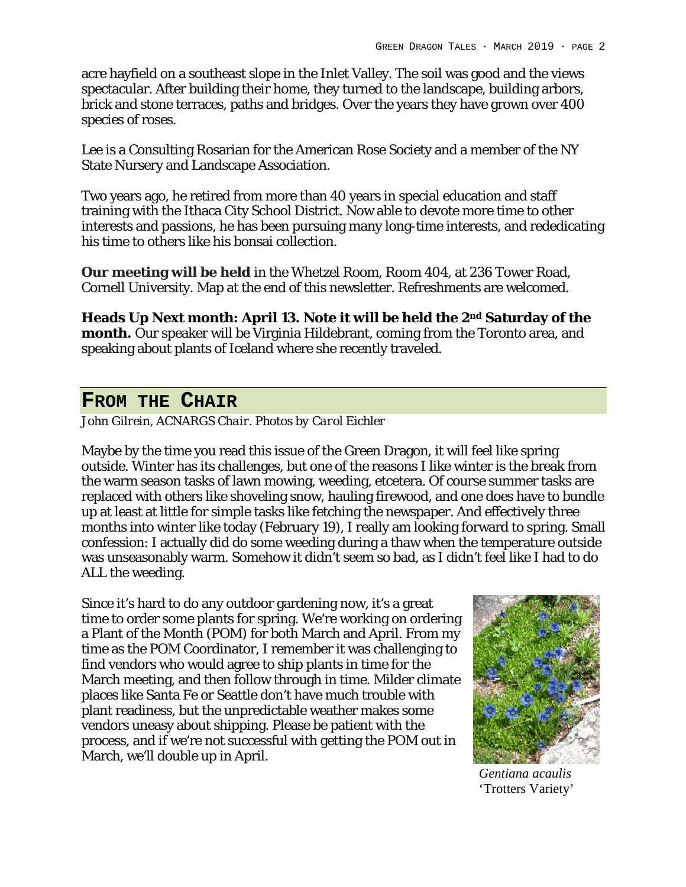acre hayfield on a southeast slope in the Inlet Valley. The soil was good and the views spectacular. After building their home, they turned to the landscape, building arbors, brick and stone terraces, paths and bridges. Over the years they have grown over 400 species of roses.

Lee is a Consulting Rosarian for the American Rose Society and a member of the NY State Nursery and Landscape Association.

Two years ago, he retired from more than 40 years in special education and staff training with the Ithaca City School District. Now able to devote more time to other interests and passions, he has been pursuing many long-time interests, and rededicating his time to others like his bonsai collection.

**Our meeting will be held** in the Whetzel Room, Room 404, at 236 Tower Road, Cornell University. Map at the end of this newsletter. Refreshments are welcomed.

**Heads Up Next month: April 13. Note it will be held the 2nd Saturday of the month.** Our speaker will be Virginia Hildebrant, coming from the Toronto area, and speaking about plants of Iceland where she recently traveled.

## From the Chair

*John Gilrein, ACNARGS Chair. Photos by Carol Eichler*

Maybe by the time you read this issue of the Green Dragon, it will feel like spring outside. Winter has its challenges, but one of the reasons I like winter is the break from the warm season tasks of lawn mowing, weeding, etcetera. Of course summer tasks are replaced with others like shoveling snow, hauling firewood, and one does have to bundle up at least at little for simple tasks like fetching the newspaper. And effectively three months into winter like today (February 19), I really am looking forward to spring. Small confession: I actually did do some weeding during a thaw when the temperature outside was unseasonably warm. Somehow it didn't seem so bad, as I didn't feel like I had to do ALL the weeding.

Since it's hard to do any outdoor gardening now, it's a great time to order some plants for spring. We're working on ordering a Plant of the Month (POM) for both March and April. From my time as the POM Coordinator, I remember it was challenging to find vendors who would agree to ship plants in time for the March meeting, and then follow through in time. Milder climate places like Santa Fe or Seattle don't have much trouble with plant readiness, but the unpredictable weather makes some vendors uneasy about shipping. Please be patient with the process, and if we're not successful with getting the POM out in March, we'll double up in April.

*Gentiana acaulis* 'Trotters Variety'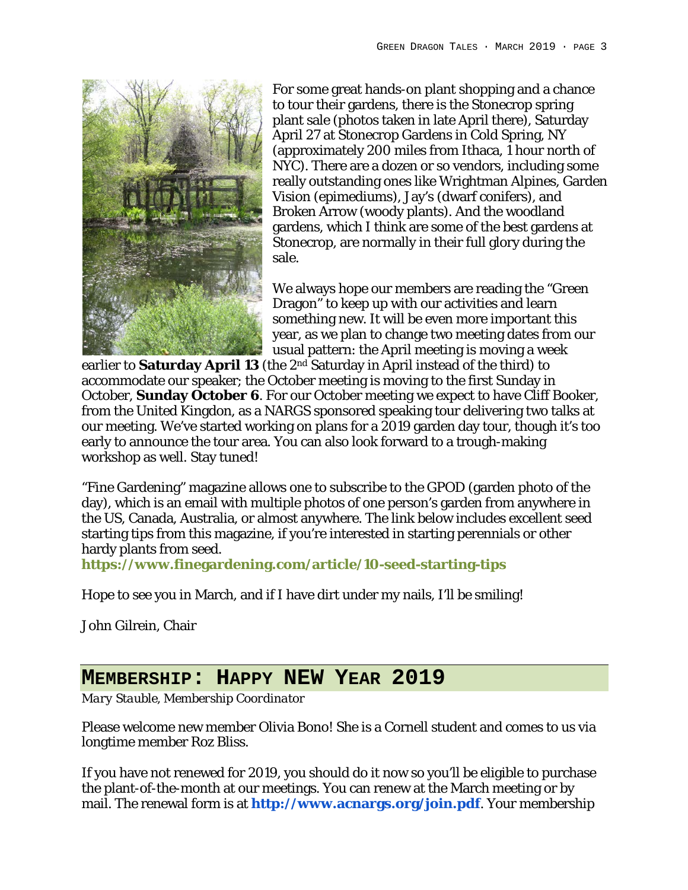For some great hands-on plant shopping and a chance to tour their gardens, there is the Stonecrop spring plant sale (photos taken in late April there), Saturday April 27 at Stonecrop Gardens in Cold Spring, NY (approximately 200 miles from Ithaca, 1 hour north of NYC). There are a dozen or so vendors, including some really outstanding ones like Wrightman Alpines, Garden Vision (epimediums), Jay's (dwarf conifers), and Broken Arrow (woody plants). And the woodland gardens, which I think are some of the best gardens at Stonecrop, are normally in their full glory during the sale.

We always hope our members are reading the "Green Dragon" to keep up with our activities and learn something new. It will be even more important this year, as we plan to change two meeting dates from our usual pattern: the April meeting is moving a week earlier to **Saturday April 13** (the 2nd Saturday in April instead of the third) to accommodate our speaker; the October meeting is moving to the first Sunday in October, **Sunday October 6**. For our October meeting we expect to have Cliff Booker, from the United Kingdon, as a NARGS sponsored speaking tour delivering two talks at our meeting. We've started working on plans for a 2019 garden day tour, though it's too early to announce the tour area. You can also look forward to a trough-making workshop as well. Stay tuned!

"Fine Gardening" magazine allows one to subscribe to the GPOD (garden photo of the day), which is an email with multiple photos of one person's garden from anywhere in the US, Canada, Australia, or almost anywhere. The link below includes excellent seed starting tips from this magazine, if you're interested in starting perennials or other hardy plants from seed.
**https://www.finegardening.com/article/10-seed-starting-tips**

Hope to see you in March, and if I have dirt under my nails, I'll be smiling!

John Gilrein, Chair

## MEMBERSHIP: HAPPY NEW YEAR 2019

*Mary Stauble, Membership Coordinator*

Please welcome new member Olivia Bono! She is a Cornell student and comes to us via longtime member Roz Bliss.

If you have not renewed for 2019, you should do it now so you'll be eligible to purchase the plant-of-the-month at our meetings. You can renew at the March meeting or by mail. The renewal form is at **http://www.acnargs.org/join.pdf**. Your membership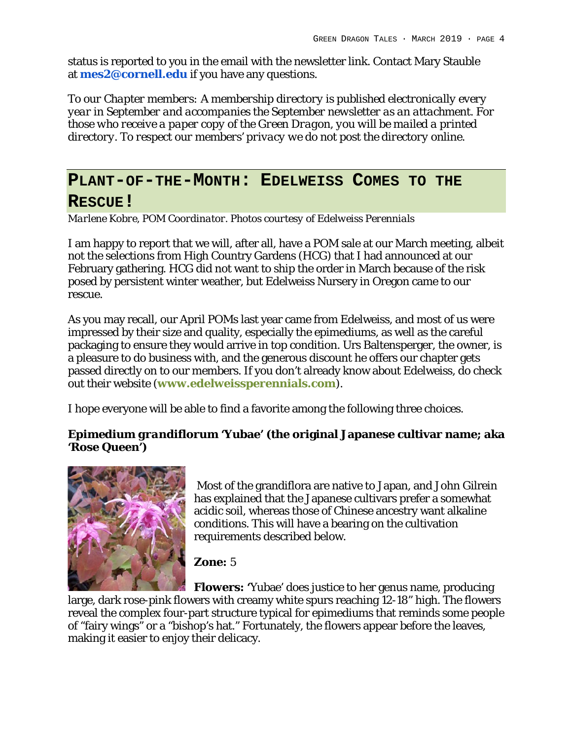status is reported to you in the email with the newsletter link. Contact Mary Stauble at **mes2@cornell.edu** if you have any questions.

*To our Chapter members: A membership directory is published electronically every year in September and accompanies the September newsletter as an attachment. For those who receive a paper copy of the Green Dragon, you will be mailed a printed directory. To respect our members' privacy we do not post the directory online.*

## PLANT-OF-THE-MONTH: EDELWEISS COMES TO THE RESCUE!

*Marlene Kobre, POM Coordinator. Photos courtesy of Edelweiss Perennials*

I am happy to report that we will, after all, have a POM sale at our March meeting, albeit not the selections from High Country Gardens (HCG) that I had announced at our February gathering. HCG did not want to ship the order in March because of the risk posed by persistent winter weather, but Edelweiss Nursery in Oregon came to our rescue.

As you may recall, our April POMs last year came from Edelweiss, and most of us were impressed by their size and quality, especially the epimediums, as well as the careful packaging to ensure they would arrive in top condition. Urs Baltensperger, the owner, is a pleasure to do business with, and the generous discount he offers our chapter gets passed directly on to our members. If you don't already know about Edelweiss, do check out their website (**www.edelweissperennials.com**).

I hope everyone will be able to find a favorite among the following three choices.

### *Epimedium grandiflorum* 'Yubae' (the original Japanese cultivar name; aka 'Rose Queen')

Most of the grandiflora are native to Japan, and John Gilrein has explained that the Japanese cultivars prefer a somewhat acidic soil, whereas those of Chinese ancestry want alkaline conditions. This will have a bearing on the cultivation requirements described below.

**Zone:** 5

**Flowers:** 'Yubae' does justice to her genus name, producing large, dark rose-pink flowers with creamy white spurs reaching 12-18" high. The flowers reveal the complex four-part structure typical for epimediums that reminds some people of "fairy wings" or a "bishop's hat." Fortunately, the flowers appear before the leaves, making it easier to enjoy their delicacy.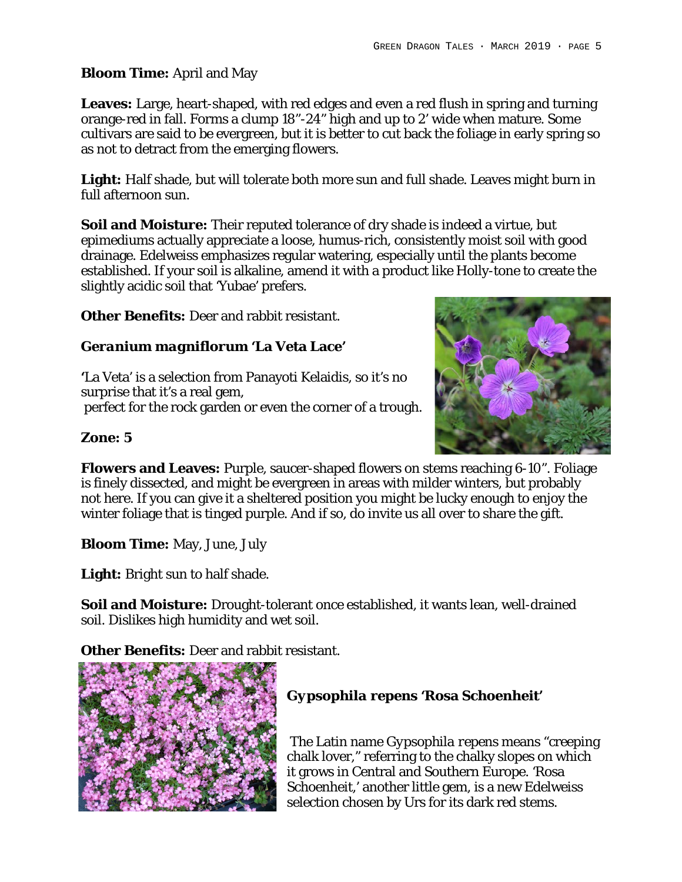**Bloom Time:** April and May

**Leaves:** Large, heart-shaped, with red edges and even a red flush in spring and turning orange-red in fall. Forms a clump 18"-24" high and up to 2' wide when mature. Some cultivars are said to be evergreen, but it is better to cut back the foliage in early spring so as not to detract from the emerging flowers.

**Light:** Half shade, but will tolerate both more sun and full shade. Leaves might burn in full afternoon sun.

**Soil and Moisture:** Their reputed tolerance of dry shade is indeed a virtue, but epimediums actually appreciate a loose, humus-rich, consistently moist soil with good drainage. Edelweiss emphasizes regular watering, especially until the plants become established. If your soil is alkaline, amend it with a product like Holly-tone to create the slightly acidic soil that 'Yubae' prefers.

**Other Benefits:** Deer and rabbit resistant.

### *Geranium magniflorum* 'La Veta Lace'

'La Veta' is a selection from Panayoti Kelaidis, so it's no surprise that it's a real gem, perfect for the rock garden or even the corner of a trough.

**Zone: 5**

**Flowers and Leaves:** Purple, saucer-shaped flowers on stems reaching 6-10". Foliage is finely dissected, and might be evergreen in areas with milder winters, but probably not here. If you can give it a sheltered position you might be lucky enough to enjoy the winter foliage that is tinged purple. And if so, do invite us all over to share the gift.

**Bloom Time:** May, June, July

**Light:** Bright sun to half shade.

**Soil and Moisture:** Drought-tolerant once established, it wants lean, well-drained soil. Dislikes high humidity and wet soil.

**Other Benefits:** Deer and rabbit resistant.

### *Gypsophila repens* 'Rosa Schoenheit'

The Latin name *Gypsophila repens* means "creeping chalk lover," referring to the chalky slopes on which it grows in Central and Southern Europe. 'Rosa Schoenheit,' another little gem, is a new Edelweiss selection chosen by Urs for its dark red stems.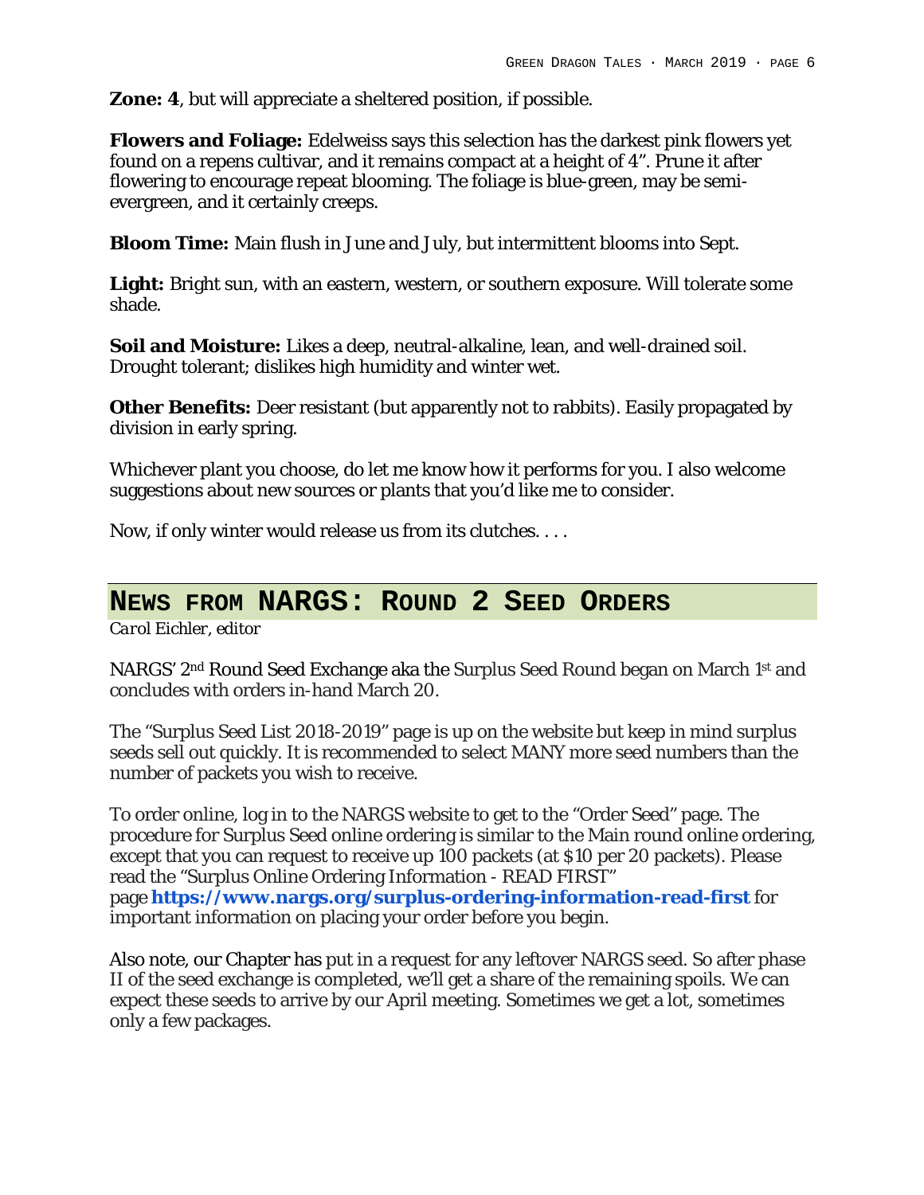**Zone: 4**, but will appreciate a sheltered position, if possible.

**Flowers and Foliage:** Edelweiss says this selection has the darkest pink flowers yet found on a repens cultivar, and it remains compact at a height of 4". Prune it after flowering to encourage repeat blooming. The foliage is blue-green, may be semi-evergreen, and it certainly creeps.

**Bloom Time:** Main flush in June and July, but intermittent blooms into Sept.

**Light:** Bright sun, with an eastern, western, or southern exposure. Will tolerate some shade.

**Soil and Moisture:** Likes a deep, neutral-alkaline, lean, and well-drained soil. Drought tolerant; dislikes high humidity and winter wet.

**Other Benefits:** Deer resistant (but apparently not to rabbits). Easily propagated by division in early spring.

Whichever plant you choose, do let me know how it performs for you. I also welcome suggestions about new sources or plants that you'd like me to consider.

Now, if only winter would release us from its clutches. . . .

## NEWS FROM NARGS: ROUND 2 SEED ORDERS

*Carol Eichler, editor*

NARGS' 2nd Round Seed Exchange aka the Surplus Seed Round began on March 1st and concludes with orders in-hand March 20.

The "Surplus Seed List 2018-2019" page is up on the website but keep in mind surplus seeds sell out quickly. It is recommended to select MANY more seed numbers than the number of packets you wish to receive.

To order online, log in to the NARGS website to get to the "Order Seed" page. The procedure for Surplus Seed online ordering is similar to the Main round online ordering, except that you can request to receive up 100 packets (at $10 per 20 packets). Please read the "Surplus Online Ordering Information - READ FIRST" page **https://www.nargs.org/surplus-ordering-information-read-first** for important information on placing your order before you begin.

Also note, our Chapter has put in a request for any leftover NARGS seed. So after phase II of the seed exchange is completed, we'll get a share of the remaining spoils. We can expect these seeds to arrive by our April meeting. Sometimes we get a lot, sometimes only a few packages.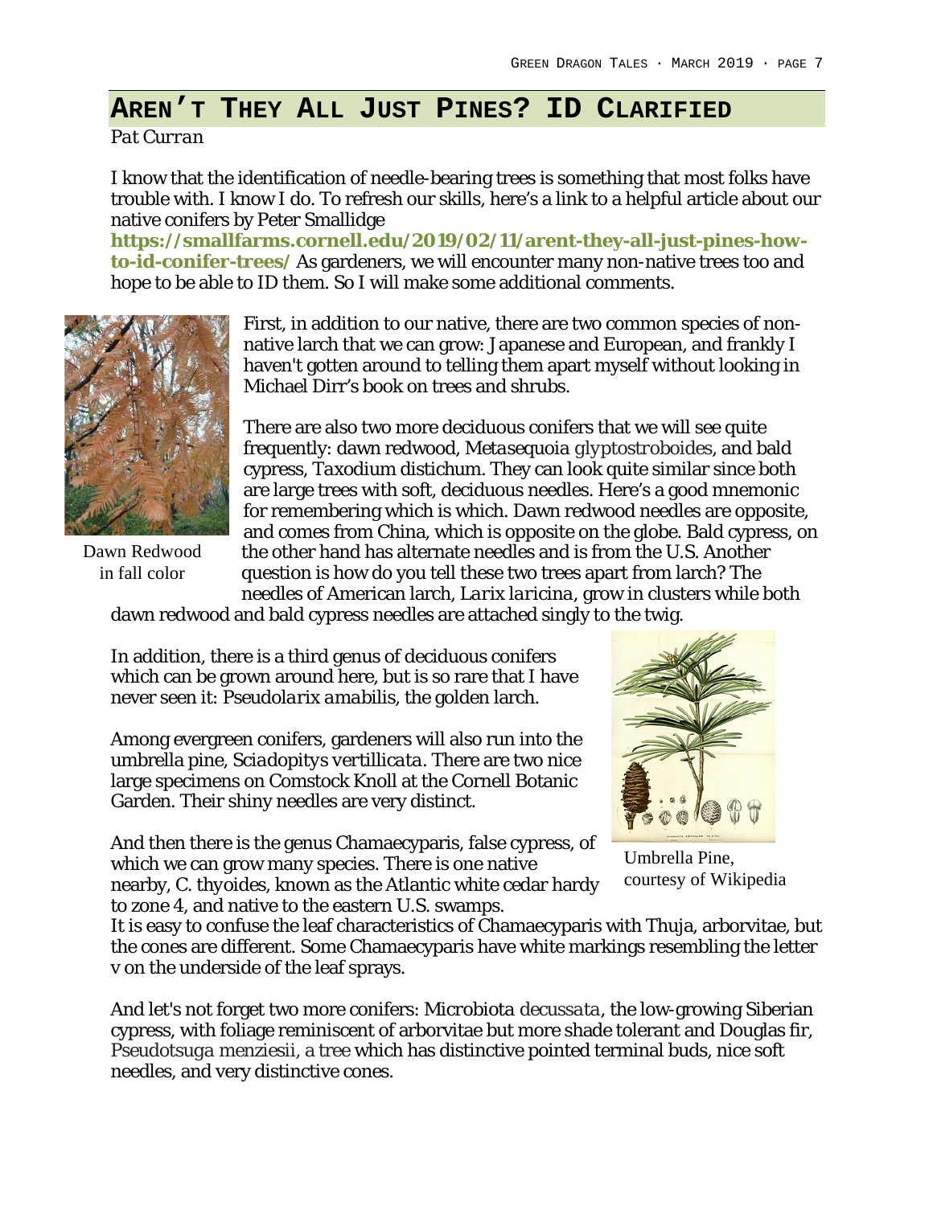# Aren't They All Just Pines? ID Clarified

*Pat Curran*

I know that the identification of needle-bearing trees is something that most folks have trouble with. I know I do. To refresh our skills, here's a link to a helpful article about our native conifers by Peter Smallidge **https://smallfarms.cornell.edu/2019/02/11/arent-they-all-just-pines-how-to-id-conifer-trees/** As gardeners, we will encounter many non-native trees too and hope to be able to ID them. So I will make some additional comments.

First, in addition to our native, there are two common species of non-native larch that we can grow: Japanese and European, and frankly I haven't gotten around to telling them apart myself without looking in Michael Dirr's book on trees and shrubs.

Dawn Redwood in fall color

There are also two more deciduous conifers that we will see quite frequently: dawn redwood, *Metasequoia* glyptostroboides, and bald cypress, *Taxodium distichum*. They can look quite similar since both are large trees with soft, deciduous needles. Here's a good mnemonic for remembering which is which. Dawn redwood needles are opposite, and comes from China, which is opposite on the globe. Bald cypress, on the other hand has alternate needles and is from the U.S. Another question is how do you tell these two trees apart from larch? The needles of American larch, *Larix laricina*, grow in clusters while both dawn redwood and bald cypress needles are attached singly to the twig.

In addition, there is a third genus of deciduous conifers which can be grown around here, but is so rare that I have never seen it: *Pseudolarix amabilis*, the golden larch.

Among evergreen conifers, gardeners will also run into the umbrella pine, *Sciadopitys vertillicata*. There are two nice large specimens on Comstock Knoll at the Cornell Botanic Garden. Their shiny needles are very distinct.

Umbrella Pine, courtesy of Wikipedia

And then there is the genus Chamaecyparis, false cypress, of which we can grow many species. There is one native nearby, *C. thyoides*, known as the Atlantic white cedar hardy to zone 4, and native to the eastern U.S. swamps. It is easy to confuse the leaf characteristics of Chamaecyparis with Thuja, arborvitae, but the cones are different. Some Chamaecyparis have white markings resembling the letter v on the underside of the leaf sprays.

And let's not forget two more conifers: Microbiota decussata, the low-growing Siberian cypress, with foliage reminiscent of arborvitae but more shade tolerant and Douglas fir, Pseudotsuga menziesii, a tree which has distinctive pointed terminal buds, nice soft needles, and very distinctive cones.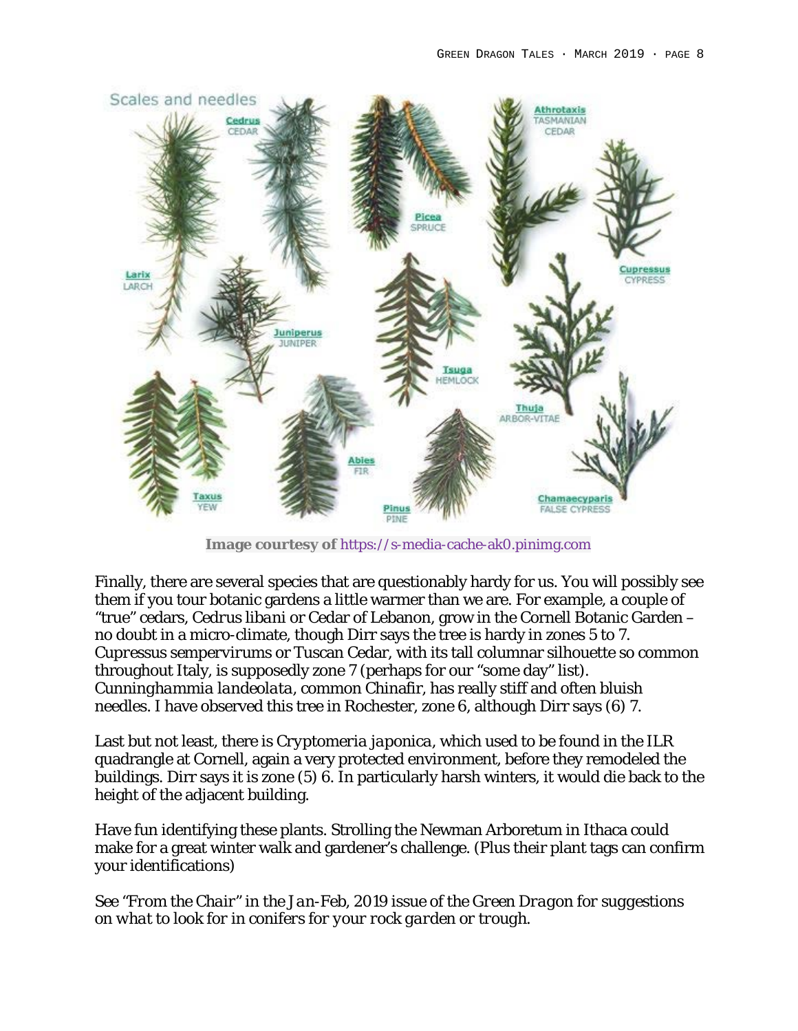**Image courtesy of** https://s-media-cache-ak0.pinimg.com

Finally, there are several species that are questionably hardy for us. You will possibly see them if you tour botanic gardens a little warmer than we are. For example, a couple of "true" cedars, *Cedrus libani* or Cedar of Lebanon, grow in the Cornell Botanic Garden – no doubt in a micro-climate, though Dirr says the tree is hardy in zones 5 to 7. *Cupressus sempervirums* or Tuscan Cedar, with its tall columnar silhouette so common throughout Italy, is supposedly zone 7 (perhaps for our "some day" list). *Cunninghammia landeolata*, common Chinafir, has really stiff and often bluish needles. I have observed this tree in Rochester, zone 6, although Dirr says (6) 7.

Last but not least, there is *Cryptomeria japonica*, which used to be found in the ILR quadrangle at Cornell, again a very protected environment, before they remodeled the buildings. Dirr says it is zone (5) 6. In particularly harsh winters, it would die back to the height of the adjacent building.

Have fun identifying these plants. Strolling the Newman Arboretum in Ithaca could make for a great winter walk and gardener's challenge. (Plus their plant tags can confirm your identifications)

*See "From the Chair" in the Jan-Feb, 2019 issue of the Green Dragon for suggestions on what to look for in conifers for your rock garden or trough.*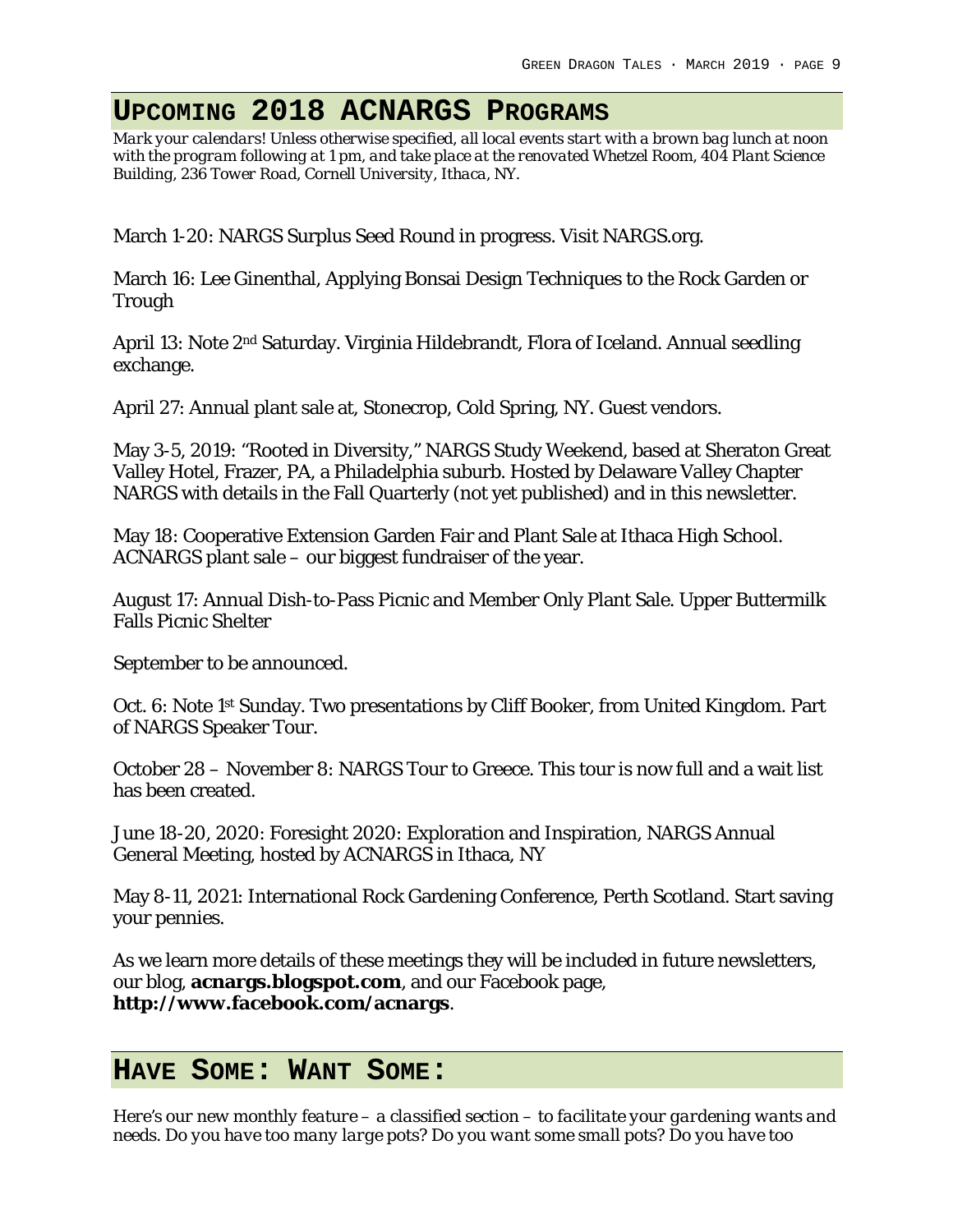## Upcoming 2018 ACNARGS Programs

*Mark your calendars! Unless otherwise specified, all local events start with a brown bag lunch at noon with the program following at 1 pm, and take place at the renovated Whetzel Room, 404 Plant Science Building, 236 Tower Road, Cornell University, Ithaca, NY.*

March 1-20: NARGS Surplus Seed Round in progress. Visit NARGS.org.

March 16: Lee Ginenthal, Applying Bonsai Design Techniques to the Rock Garden or Trough

April 13: Note 2nd Saturday. Virginia Hildebrandt, Flora of Iceland. Annual seedling exchange.

April 27: Annual plant sale at, Stonecrop, Cold Spring, NY. Guest vendors.

May 3-5, 2019: "Rooted in Diversity," NARGS Study Weekend, based at Sheraton Great Valley Hotel, Frazer, PA, a Philadelphia suburb. Hosted by Delaware Valley Chapter NARGS with details in the Fall Quarterly (not yet published) and in this newsletter.

May 18: Cooperative Extension Garden Fair and Plant Sale at Ithaca High School. ACNARGS plant sale – our biggest fundraiser of the year.

August 17: Annual Dish-to-Pass Picnic and Member Only Plant Sale. Upper Buttermilk Falls Picnic Shelter

September to be announced.

Oct. 6: Note 1st Sunday. Two presentations by Cliff Booker, from United Kingdom. Part of NARGS Speaker Tour.

October 28 – November 8: NARGS Tour to Greece. This tour is now full and a wait list has been created.

June 18-20, 2020: Foresight 2020: Exploration and Inspiration, NARGS Annual General Meeting, hosted by ACNARGS in Ithaca, NY

May 8-11, 2021: International Rock Gardening Conference, Perth Scotland. Start saving your pennies.

As we learn more details of these meetings they will be included in future newsletters, our blog, **acnargs.blogspot.com**, and our Facebook page, **http://www.facebook.com/acnargs**.

## Have Some: Want Some:

*Here's our new monthly feature – a classified section – to facilitate your gardening wants and needs. Do you have too many large pots? Do you want some small pots? Do you have too*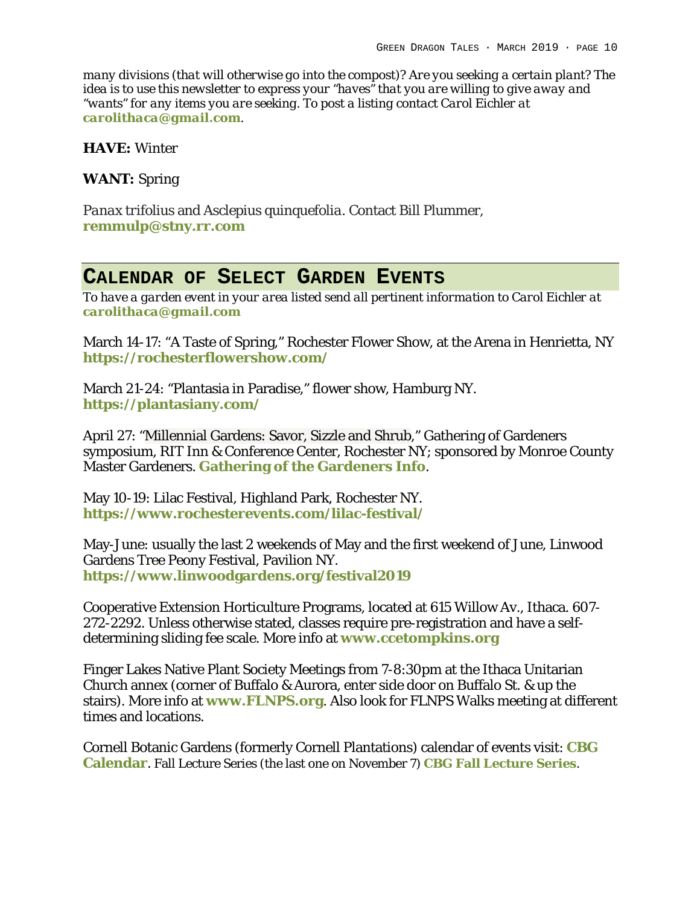*many divisions (that will otherwise go into the compost)? Are you seeking a certain plant? The idea is to use this newsletter to express your "haves" that you are willing to give away and "wants" for any items you are seeking. To post a listing contact Carol Eichler at* **carolithaca@gmail.com**.

**HAVE:** Winter

**WANT:** Spring

*Panax trifolius* and *Asclepius quinquefolia*. Contact Bill Plummer, **remmulp@stny.rr.com**

## CALENDAR OF SELECT GARDEN EVENTS

*To have a garden event in your area listed send all pertinent information to Carol Eichler at* **carolithaca@gmail.com**

March 14-17: "A Taste of Spring," Rochester Flower Show, at the Arena in Henrietta, NY **https://rochesterflowershow.com/**

March 21-24: "Plantasia in Paradise," flower show, Hamburg NY. **https://plantasiany.com/**

April 27: "Millennial Gardens: Savor, Sizzle and Shrub," Gathering of Gardeners symposium, RIT Inn & Conference Center, Rochester NY; sponsored by Monroe County Master Gardeners. **Gathering of the Gardeners Info**.

May 10-19: Lilac Festival, Highland Park, Rochester NY. **https://www.rochesterevents.com/lilac-festival/**

May-June: usually the last 2 weekends of May and the first weekend of June, Linwood Gardens Tree Peony Festival, Pavilion NY. **https://www.linwoodgardens.org/festival2019**

Cooperative Extension Horticulture Programs, located at 615 Willow Av., Ithaca. 607-272-2292. Unless otherwise stated, classes require pre-registration and have a self-determining sliding fee scale. More info at **www.ccetompkins.org**

Finger Lakes Native Plant Society Meetings from 7-8:30pm at the Ithaca Unitarian Church annex (corner of Buffalo & Aurora, enter side door on Buffalo St. & up the stairs). More info at **www.FLNPS.org**. Also look for FLNPS Walks meeting at different times and locations.

Cornell Botanic Gardens (formerly Cornell Plantations) calendar of events visit: **CBG Calendar**. Fall Lecture Series (the last one on November 7) **CBG Fall Lecture Series**.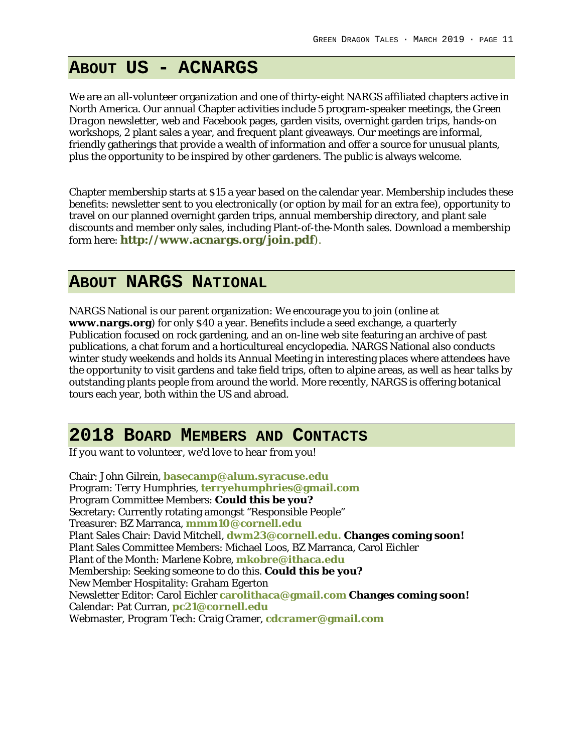## ABOUT US - ACNARGS

We are an all-volunteer organization and one of thirty-eight NARGS affiliated chapters active in North America. Our annual Chapter activities include 5 program-speaker meetings, the *Green Dragon* newsletter, web and Facebook pages, garden visits, overnight garden trips, hands-on workshops, 2 plant sales a year, and frequent plant giveaways. Our meetings are informal, friendly gatherings that provide a wealth of information and offer a source for unusual plants, plus the opportunity to be inspired by other gardeners. The public is always welcome.

Chapter membership starts at $15 a year based on the calendar year. Membership includes these benefits: newsletter sent to you electronically (or option by mail for an extra fee), opportunity to travel on our planned overnight garden trips, annual membership directory, and plant sale discounts and member only sales, including Plant-of-the-Month sales. Download a membership form here: **http://www.acnargs.org/join.pdf**).

## ABOUT NARGS NATIONAL

NARGS National is our parent organization: We encourage you to join (online at **www.nargs.org**) for only $40 a year. Benefits include a seed exchange, a quarterly Publication focused on rock gardening, and an on-line web site featuring an archive of past publications, a chat forum and a horticultureal encyclopedia. NARGS National also conducts winter study weekends and holds its Annual Meeting in interesting places where attendees have the opportunity to visit gardens and take field trips, often to alpine areas, as well as hear talks by outstanding plants people from around the world. More recently, NARGS is offering botanical tours each year, both within the US and abroad.

## 2018 BOARD MEMBERS AND CONTACTS

*If you want to volunteer, we'd love to hear from you!*

Chair: John Gilrein, **basecamp@alum.syracuse.edu**
Program: Terry Humphries, **terryehumphries@gmail.com**
Program Committee Members: **Could this be you?**
Secretary: Currently rotating amongst "Responsible People"
Treasurer: BZ Marranca, **mmm10@cornell.edu**
Plant Sales Chair: David Mitchell, **dwm23@cornell.edu. Changes coming soon!**
Plant Sales Committee Members: Michael Loos, BZ Marranca, Carol Eichler
Plant of the Month: Marlene Kobre, **mkobre@ithaca.edu**
Membership: Seeking someone to do this. **Could this be you?**
New Member Hospitality: Graham Egerton
Newsletter Editor: Carol Eichler **carolithaca@gmail.com Changes coming soon!**
Calendar: Pat Curran, **pc21@cornell.edu**
Webmaster, Program Tech: Craig Cramer, **cdcramer@gmail.com**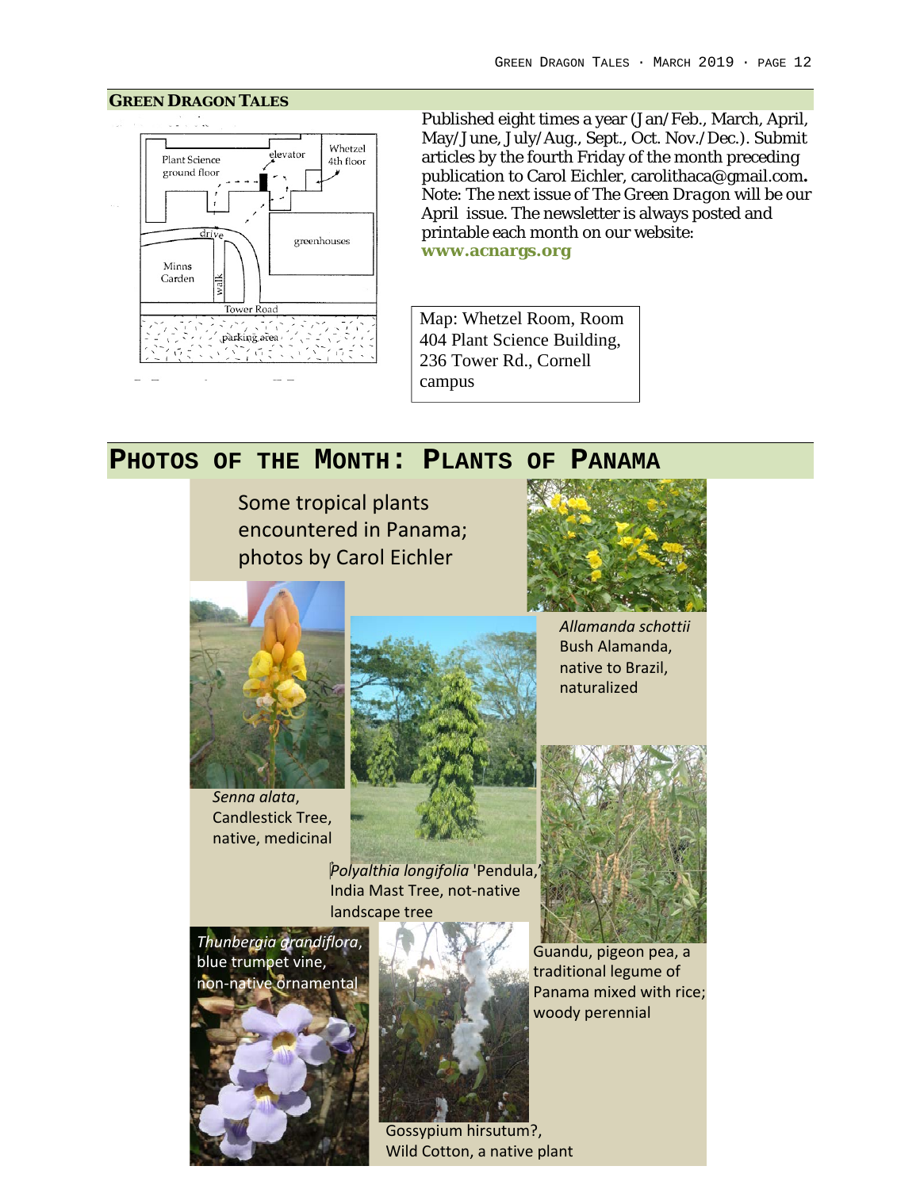## GREEN DRAGON TALES

Plant Science ground floor

elevator

Whetzel 4th floor

drive

greenhouses

Minns Garden

walk

Tower Road

parking area

Published eight times a year (Jan/Feb., March, April, May/June, July/Aug., Sept., Oct. Nov./Dec.). Submit articles by the fourth Friday of the month preceding publication to Carol Eichler, carolithaca@gmail.com**.** Note: The next issue of The Green Dragon will be our April issue. The newsletter is always posted and printable each month on our website: **www.acnargs.org**

Map: Whetzel Room, Room 404 Plant Science Building, 236 Tower Rd., Cornell campus

## PHOTOS OF THE MONTH: PLANTS OF PANAMA

Some tropical plants encountered in Panama; photos by Carol Eichler

*Allamanda schottii* Bush Alamanda, native to Brazil, naturalized

*Senna alata*, Candlestick Tree, native, medicinal

*Polyalthia longifolia* 'Pendula,' India Mast Tree, not-native landscape tree

*Thunbergia grandiflora*, blue trumpet vine, non-native ornamental

Guandu, pigeon pea, a traditional legume of Panama mixed with rice; woody perennial

Gossypium hirsutum?, Wild Cotton, a native plant